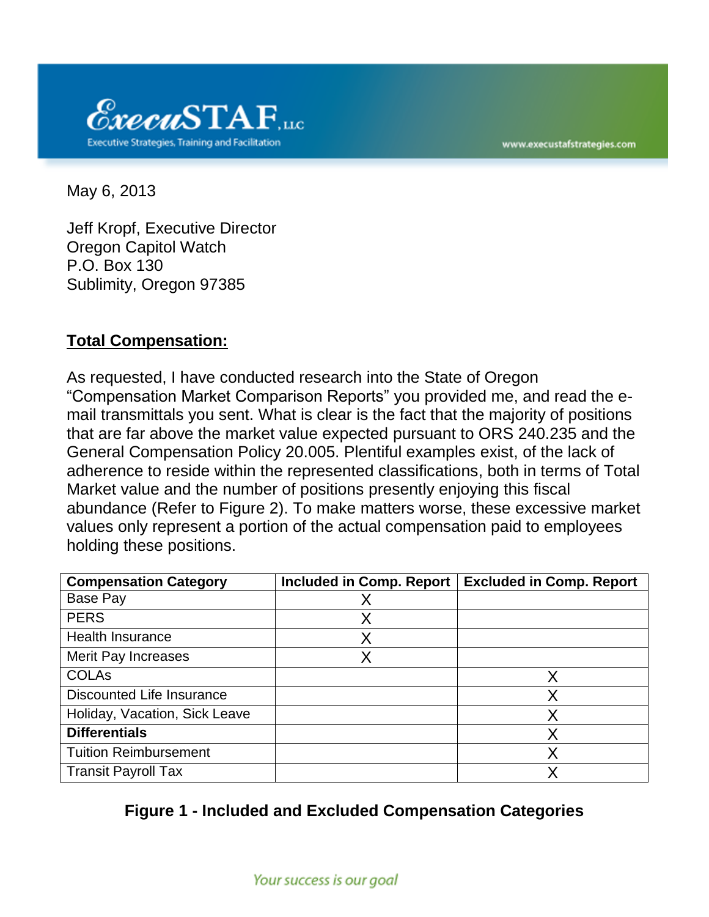May 6, 2013

Jeff Kropf, Executive Director  
Oregon Capitol Watch  
P.O. Box 130  
Sublimity, Oregon 97385

**<u>Total Compensation:</u>**

As requested, I have conducted research into the State of Oregon "Compensation Market Comparison Reports" you provided me, and read the e-mail transmittals you sent. What is clear is the fact that the majority of positions that are far above the market value expected pursuant to ORS 240.235 and the General Compensation Policy 20.005. Plentiful examples exist, of the lack of adherence to reside within the represented classifications, both in terms of Total Market value and the number of positions presently enjoying this fiscal abundance (Refer to Figure 2). To make matters worse, these excessive market values only represent a portion of the actual compensation paid to employees holding these positions.

| **Compensation Category** | **Included in Comp. Report** | **Excluded in Comp. Report** |
|---|---|---|
| Base Pay | X | |
| PERS | X | |
| Health Insurance | X | |
| Merit Pay Increases | X | |
| COLAs | | X |
| Discounted Life Insurance | | X |
| Holiday, Vacation, Sick Leave | | X |
| **Differentials** | | X |
| Tuition Reimbursement | | X |
| Transit Payroll Tax | | X |

**Figure 1 - Included and Excluded Compensation Categories**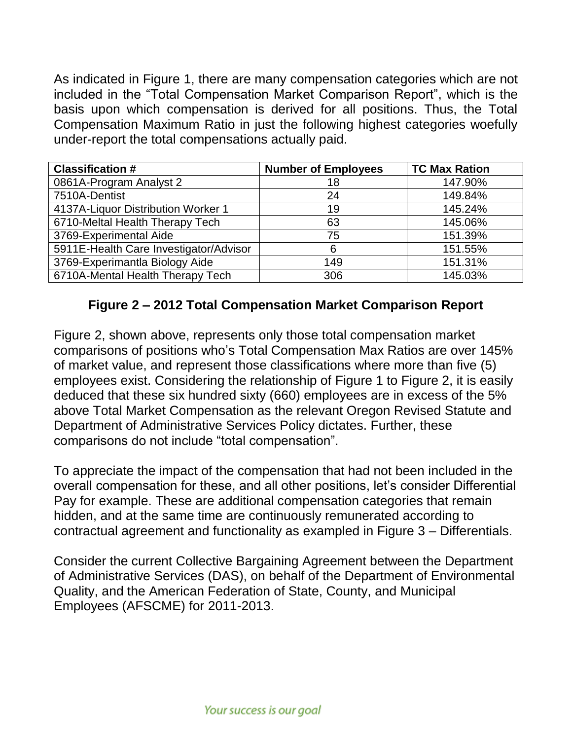As indicated in Figure 1, there are many compensation categories which are not included in the "Total Compensation Market Comparison Report", which is the basis upon which compensation is derived for all positions. Thus, the Total Compensation Maximum Ratio in just the following highest categories woefully under-report the total compensations actually paid.

| Classification # | Number of Employees | TC Max Ration |
|---|---|---|
| 0861A-Program Analyst 2 | 18 | 147.90% |
| 7510A-Dentist | 24 | 149.84% |
| 4137A-Liquor Distribution Worker 1 | 19 | 145.24% |
| 6710-Meltal Health Therapy Tech | 63 | 145.06% |
| 3769-Experimental Aide | 75 | 151.39% |
| 5911E-Health Care Investigator/Advisor | 6 | 151.55% |
| 3769-Experimantla Biology Aide | 149 | 151.31% |
| 6710A-Mental Health Therapy Tech | 306 | 145.03% |

**Figure 2 – 2012 Total Compensation Market Comparison Report**

Figure 2, shown above, represents only those total compensation market comparisons of positions who's Total Compensation Max Ratios are over 145% of market value, and represent those classifications where more than five (5) employees exist. Considering the relationship of Figure 1 to Figure 2, it is easily deduced that these six hundred sixty (660) employees are in excess of the 5% above Total Market Compensation as the relevant Oregon Revised Statute and Department of Administrative Services Policy dictates. Further, these comparisons do not include "total compensation".

To appreciate the impact of the compensation that had not been included in the overall compensation for these, and all other positions, let's consider Differential Pay for example. These are additional compensation categories that remain hidden, and at the same time are continuously remunerated according to contractual agreement and functionality as exampled in Figure 3 – Differentials.

Consider the current Collective Bargaining Agreement between the Department of Administrative Services (DAS), on behalf of the Department of Environmental Quality, and the American Federation of State, County, and Municipal Employees (AFSCME) for 2011-2013.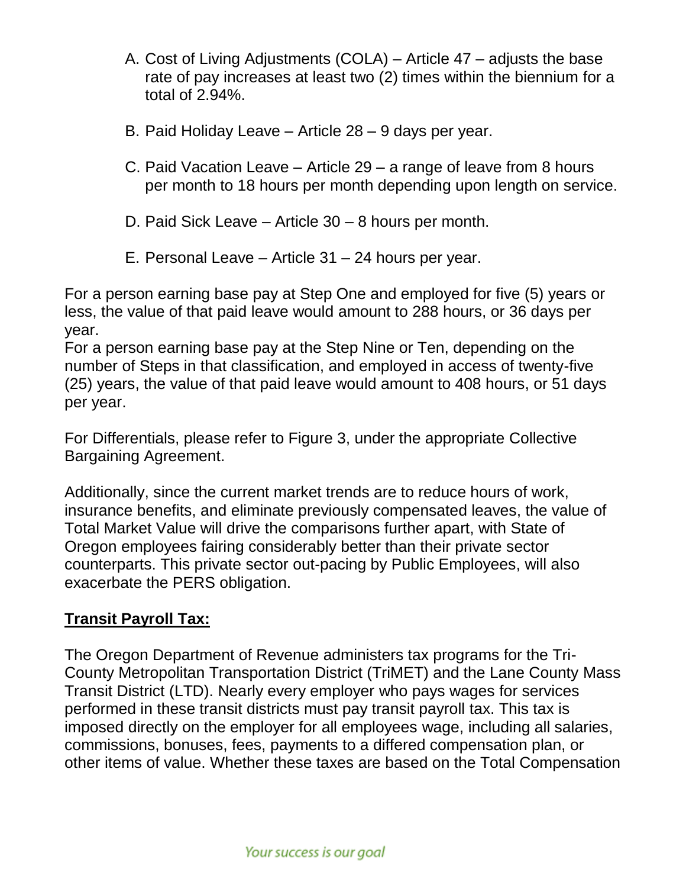A. Cost of Living Adjustments (COLA) – Article 47 – adjusts the base rate of pay increases at least two (2) times within the biennium for a total of 2.94%.

B. Paid Holiday Leave – Article 28 – 9 days per year.

C. Paid Vacation Leave – Article 29 – a range of leave from 8 hours per month to 18 hours per month depending upon length on service.

D. Paid Sick Leave – Article 30 – 8 hours per month.

E. Personal Leave – Article 31 – 24 hours per year.

For a person earning base pay at Step One and employed for five (5) years or less, the value of that paid leave would amount to 288 hours, or 36 days per year.
For a person earning base pay at the Step Nine or Ten, depending on the number of Steps in that classification, and employed in access of twenty-five (25) years, the value of that paid leave would amount to 408 hours, or 51 days per year.

For Differentials, please refer to Figure 3, under the appropriate Collective Bargaining Agreement.

Additionally, since the current market trends are to reduce hours of work, insurance benefits, and eliminate previously compensated leaves, the value of Total Market Value will drive the comparisons further apart, with State of Oregon employees fairing considerably better than their private sector counterparts. This private sector out-pacing by Public Employees, will also exacerbate the PERS obligation.

**Transit Payroll Tax:**

The Oregon Department of Revenue administers tax programs for the Tri-County Metropolitan Transportation District (TriMET) and the Lane County Mass Transit District (LTD). Nearly every employer who pays wages for services performed in these transit districts must pay transit payroll tax. This tax is imposed directly on the employer for all employees wage, including all salaries, commissions, bonuses, fees, payments to a differed compensation plan, or other items of value. Whether these taxes are based on the Total Compensation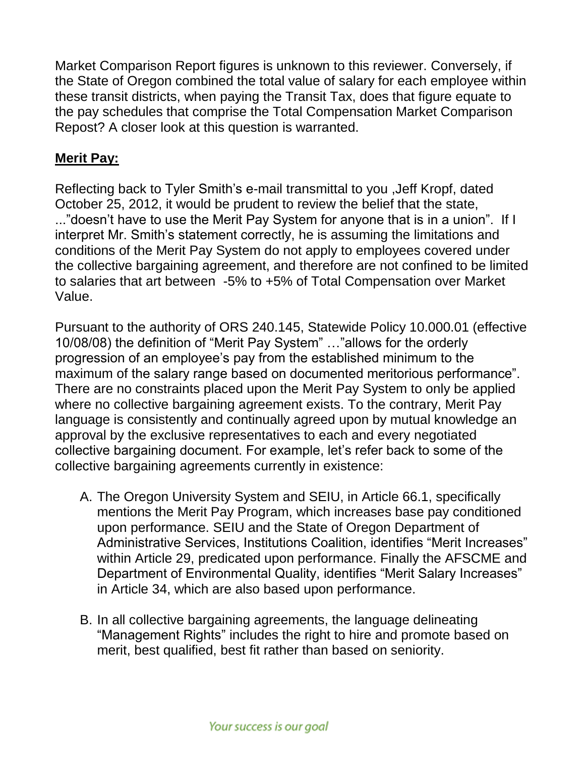Market Comparison Report figures is unknown to this reviewer. Conversely, if the State of Oregon combined the total value of salary for each employee within these transit districts, when paying the Transit Tax, does that figure equate to the pay schedules that comprise the Total Compensation Market Comparison Repost? A closer look at this question is warranted.

## **Merit Pay:**

Reflecting back to Tyler Smith's e-mail transmittal to you ,Jeff Kropf, dated October 25, 2012, it would be prudent to review the belief that the state, ..."doesn't have to use the Merit Pay System for anyone that is in a union". If I interpret Mr. Smith's statement correctly, he is assuming the limitations and conditions of the Merit Pay System do not apply to employees covered under the collective bargaining agreement, and therefore are not confined to be limited to salaries that art between -5% to +5% of Total Compensation over Market Value.

Pursuant to the authority of ORS 240.145, Statewide Policy 10.000.01 (effective 10/08/08) the definition of "Merit Pay System" …"allows for the orderly progression of an employee's pay from the established minimum to the maximum of the salary range based on documented meritorious performance". There are no constraints placed upon the Merit Pay System to only be applied where no collective bargaining agreement exists. To the contrary, Merit Pay language is consistently and continually agreed upon by mutual knowledge an approval by the exclusive representatives to each and every negotiated collective bargaining document. For example, let's refer back to some of the collective bargaining agreements currently in existence:

A. The Oregon University System and SEIU, in Article 66.1, specifically mentions the Merit Pay Program, which increases base pay conditioned upon performance. SEIU and the State of Oregon Department of Administrative Services, Institutions Coalition, identifies "Merit Increases" within Article 29, predicated upon performance. Finally the AFSCME and Department of Environmental Quality, identifies "Merit Salary Increases" in Article 34, which are also based upon performance.

B. In all collective bargaining agreements, the language delineating "Management Rights" includes the right to hire and promote based on merit, best qualified, best fit rather than based on seniority.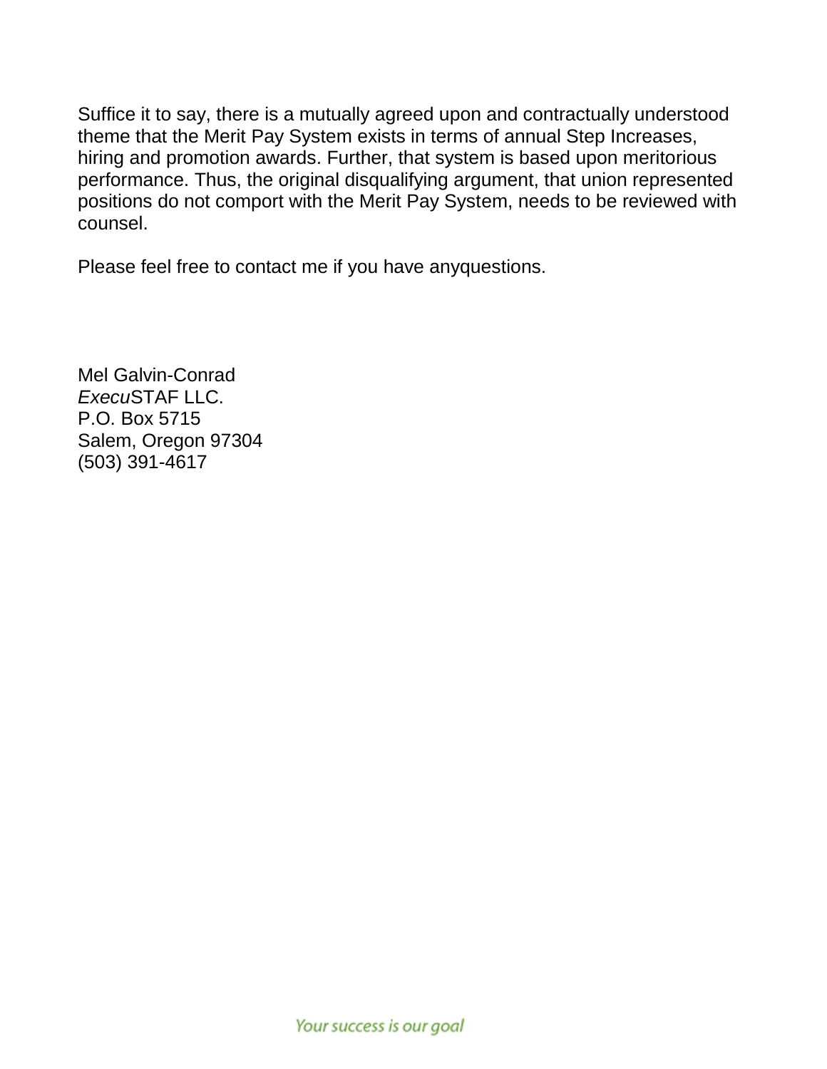Suffice it to say, there is a mutually agreed upon and contractually understood theme that the Merit Pay System exists in terms of annual Step Increases, hiring and promotion awards. Further, that system is based upon meritorious performance. Thus, the original disqualifying argument, that union represented positions do not comport with the Merit Pay System, needs to be reviewed with counsel.

Please feel free to contact me if you have anyquestions.

Mel Galvin-Conrad  
*Execu*STAF LLC.  
P.O. Box 5715  
Salem, Oregon 97304  
(503) 391-4617